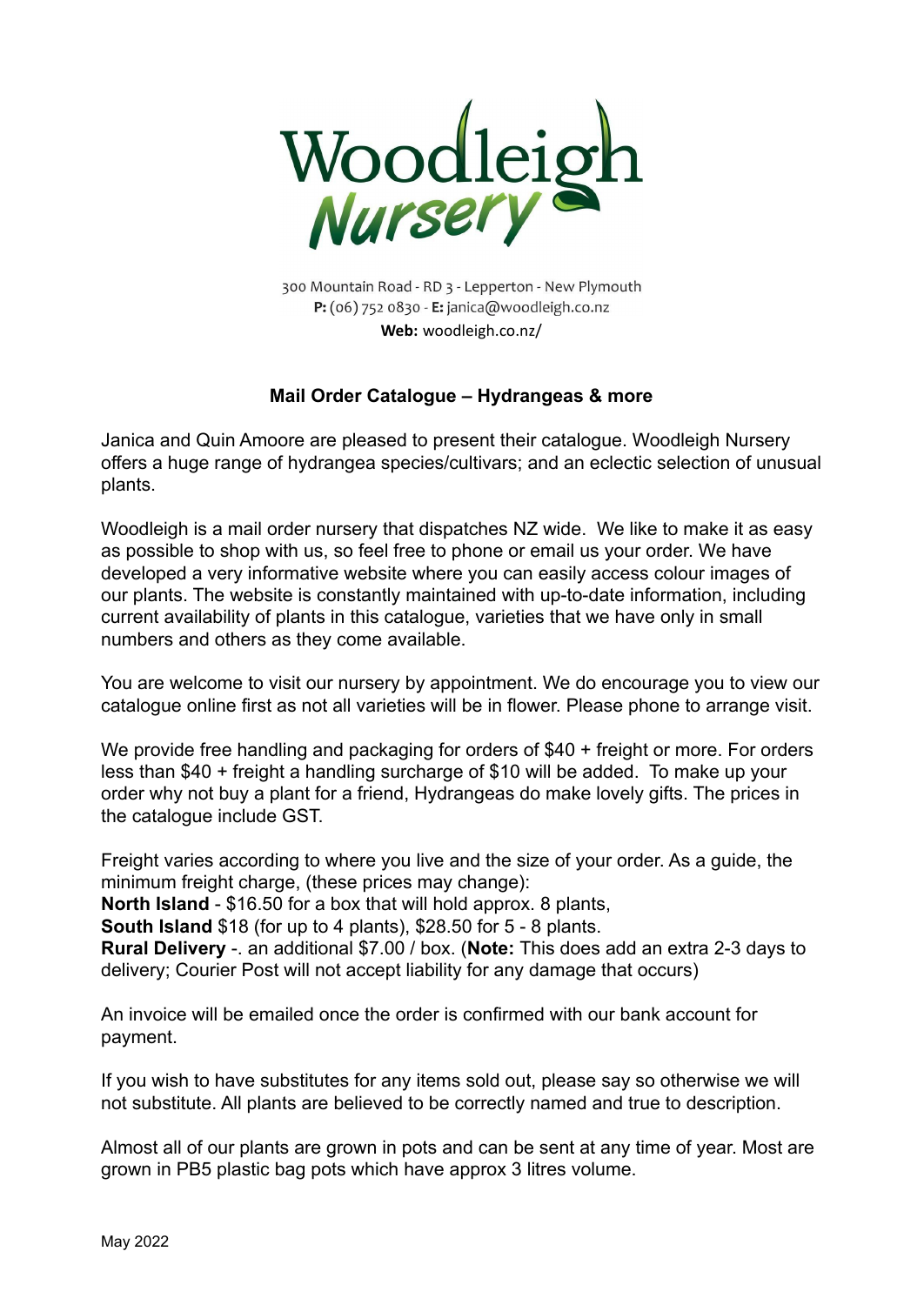# Woodleigh Nursery

300 Mountain Road - RD 3 - Lepperton - New Plymouth
**P:** (06) 752 0830 - **E:** janica@woodleigh.co.nz
**Web:** woodleigh.co.nz/

## Mail Order Catalogue – Hydrangeas & more

Janica and Quin Amoore are pleased to present their catalogue. Woodleigh Nursery offers a huge range of hydrangea species/cultivars; and an eclectic selection of unusual plants.

Woodleigh is a mail order nursery that dispatches NZ wide. We like to make it as easy as possible to shop with us, so feel free to phone or email us your order. We have developed a very informative website where you can easily access colour images of our plants. The website is constantly maintained with up-to-date information, including current availability of plants in this catalogue, varieties that we have only in small numbers and others as they come available.

You are welcome to visit our nursery by appointment. We do encourage you to view our catalogue online first as not all varieties will be in flower. Please phone to arrange visit.

We provide free handling and packaging for orders of $40 + freight or more. For orders less than $40 + freight a handling surcharge of $10 will be added. To make up your order why not buy a plant for a friend, Hydrangeas do make lovely gifts. The prices in the catalogue include GST.

Freight varies according to where you live and the size of your order. As a guide, the minimum freight charge, (these prices may change):
**North Island** - $16.50 for a box that will hold approx. 8 plants,
**South Island** $18 (for up to 4 plants), $28.50 for 5 - 8 plants.
**Rural Delivery** -. an additional $7.00 / box. (**Note:** This does add an extra 2-3 days to delivery; Courier Post will not accept liability for any damage that occurs)

An invoice will be emailed once the order is confirmed with our bank account for payment.

If you wish to have substitutes for any items sold out, please say so otherwise we will not substitute. All plants are believed to be correctly named and true to description.

Almost all of our plants are grown in pots and can be sent at any time of year. Most are grown in PB5 plastic bag pots which have approx 3 litres volume.

May 2022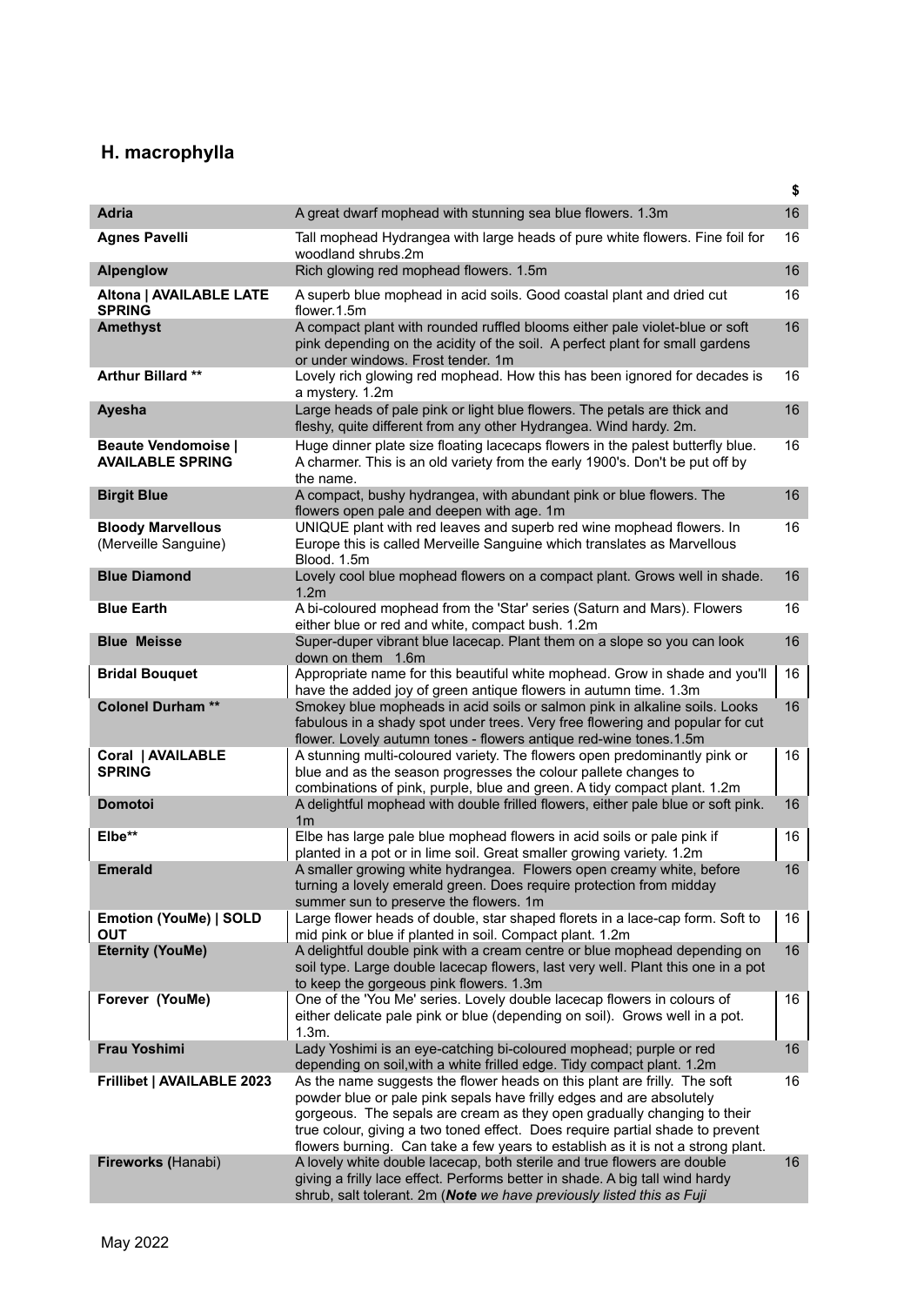## H. macrophylla

| | | $ |
|---|---|---|
| **Adria** | A great dwarf mophead with stunning sea blue flowers. 1.3m | 16 |
| **Agnes Pavelli** | Tall mophead Hydrangea with large heads of pure white flowers. Fine foil for woodland shrubs.2m | 16 |
| **Alpenglow** | Rich glowing red mophead flowers. 1.5m | 16 |
| **Altona \| AVAILABLE LATE SPRING** | A superb blue mophead in acid soils. Good coastal plant and dried cut flower.1.5m | 16 |
| **Amethyst** | A compact plant with rounded ruffled blooms either pale violet-blue or soft pink depending on the acidity of the soil. A perfect plant for small gardens or under windows. Frost tender. 1m | 16 |
| **Arthur Billard \*\*** | Lovely rich glowing red mophead. How this has been ignored for decades is a mystery. 1.2m | 16 |
| **Ayesha** | Large heads of pale pink or light blue flowers. The petals are thick and fleshy, quite different from any other Hydrangea. Wind hardy. 2m. | 16 |
| **Beaute Vendomoise \| AVAILABLE SPRING** | Huge dinner plate size floating lacecaps flowers in the palest butterfly blue. A charmer. This is an old variety from the early 1900's. Don't be put off by the name. | 16 |
| **Birgit Blue** | A compact, bushy hydrangea, with abundant pink or blue flowers. The flowers open pale and deepen with age. 1m | 16 |
| **Bloody Marvellous** (Merveille Sanguine) | UNIQUE plant with red leaves and superb red wine mophead flowers. In Europe this is called Merveille Sanguine which translates as Marvellous Blood. 1.5m | 16 |
| **Blue Diamond** | Lovely cool blue mophead flowers on a compact plant. Grows well in shade. 1.2m | 16 |
| **Blue Earth** | A bi-coloured mophead from the 'Star' series (Saturn and Mars). Flowers either blue or red and white, compact bush. 1.2m | 16 |
| **Blue Meisse** | Super-duper vibrant blue lacecap. Plant them on a slope so you can look down on them 1.6m | 16 |
| **Bridal Bouquet** | Appropriate name for this beautiful white mophead. Grow in shade and you'll have the added joy of green antique flowers in autumn time. 1.3m | 16 |
| **Colonel Durham \*\*** | Smokey blue mopheads in acid soils or salmon pink in alkaline soils. Looks fabulous in a shady spot under trees. Very free flowering and popular for cut flower. Lovely autumn tones - flowers antique red-wine tones.1.5m | 16 |
| **Coral \| AVAILABLE SPRING** | A stunning multi-coloured variety. The flowers open predominantly pink or blue and as the season progresses the colour pallete changes to combinations of pink, purple, blue and green. A tidy compact plant. 1.2m | 16 |
| **Domotoi** | A delightful mophead with double frilled flowers, either pale blue or soft pink. 1m | 16 |
| **Elbe\*\*** | Elbe has large pale blue mophead flowers in acid soils or pale pink if planted in a pot or in lime soil. Great smaller growing variety. 1.2m | 16 |
| **Emerald** | A smaller growing white hydrangea. Flowers open creamy white, before turning a lovely emerald green. Does require protection from midday summer sun to preserve the flowers. 1m | 16 |
| **Emotion (YouMe) \| SOLD OUT** | Large flower heads of double, star shaped florets in a lace-cap form. Soft to mid pink or blue if planted in soil. Compact plant. 1.2m | 16 |
| **Eternity (YouMe)** | A delightful double pink with a cream centre or blue mophead depending on soil type. Large double lacecap flowers, last very well. Plant this one in a pot to keep the gorgeous pink flowers. 1.3m | 16 |
| **Forever (YouMe)** | One of the 'You Me' series. Lovely double lacecap flowers in colours of either delicate pale pink or blue (depending on soil). Grows well in a pot. 1.3m. | 16 |
| **Frau Yoshimi** | Lady Yoshimi is an eye-catching bi-coloured mophead; purple or red depending on soil,with a white frilled edge. Tidy compact plant. 1.2m | 16 |
| **Frillibet \| AVAILABLE 2023** | As the name suggests the flower heads on this plant are frilly. The soft powder blue or pale pink sepals have frilly edges and are absolutely gorgeous. The sepals are cream as they open gradually changing to their true colour, giving a two toned effect. Does require partial shade to prevent flowers burning. Can take a few years to establish as it is not a strong plant. | 16 |
| **Fireworks (**Hanabi) | A lovely white double lacecap, both sterile and true flowers are double giving a frilly lace effect. Performs better in shade. A big tall wind hardy shrub, salt tolerant. 2m (***Note*** *we have previously listed this as Fuji* | 16 |

May 2022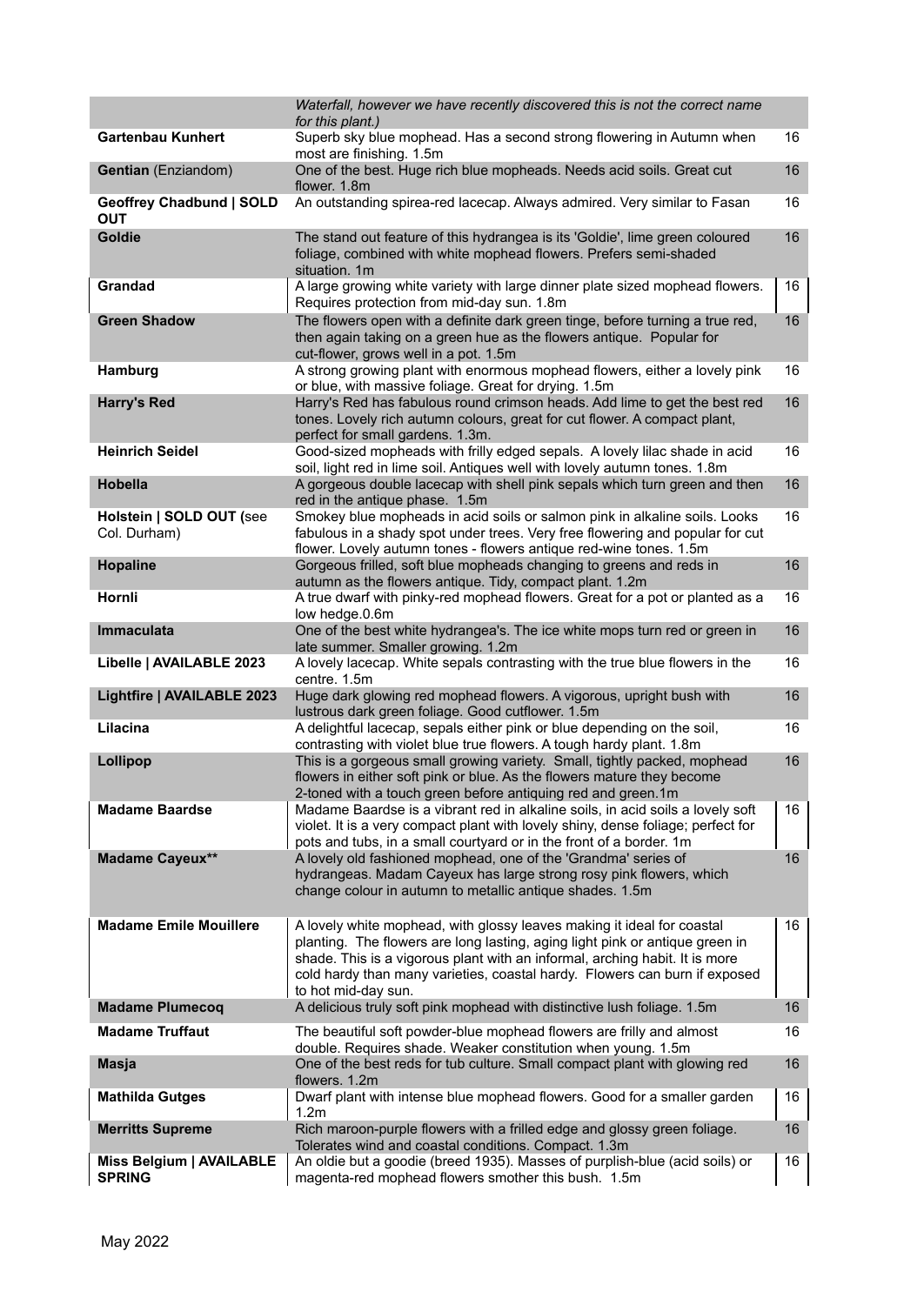| | | |
|---|---|---|
| | *Waterfall, however we have recently discovered this is not the correct name for this plant.)* | |
| **Gartenbau Kunhert** | Superb sky blue mophead. Has a second strong flowering in Autumn when most are finishing. 1.5m | 16 |
| **Gentian** (Enziandom) | One of the best. Huge rich blue mopheads. Needs acid soils. Great cut flower. 1.8m | 16 |
| **Geoffrey Chadbund \| SOLD OUT** | An outstanding spirea-red lacecap. Always admired. Very similar to Fasan | 16 |
| **Goldie** | The stand out feature of this hydrangea is its 'Goldie', lime green coloured foliage, combined with white mophead flowers. Prefers semi-shaded situation. 1m | 16 |
| **Grandad** | A large growing white variety with large dinner plate sized mophead flowers. Requires protection from mid-day sun. 1.8m | 16 |
| **Green Shadow** | The flowers open with a definite dark green tinge, before turning a true red, then again taking on a green hue as the flowers antique. Popular for cut-flower, grows well in a pot. 1.5m | 16 |
| **Hamburg** | A strong growing plant with enormous mophead flowers, either a lovely pink or blue, with massive foliage. Great for drying. 1.5m | 16 |
| **Harry's Red** | Harry's Red has fabulous round crimson heads. Add lime to get the best red tones. Lovely rich autumn colours, great for cut flower. A compact plant, perfect for small gardens. 1.3m. | 16 |
| **Heinrich Seidel** | Good-sized mopheads with frilly edged sepals. A lovely lilac shade in acid soil, light red in lime soil. Antiques well with lovely autumn tones. 1.8m | 16 |
| **Hobella** | A gorgeous double lacecap with shell pink sepals which turn green and then red in the antique phase. 1.5m | 16 |
| **Holstein \| SOLD OUT** (see Col. Durham) | Smokey blue mopheads in acid soils or salmon pink in alkaline soils. Looks fabulous in a shady spot under trees. Very free flowering and popular for cut flower. Lovely autumn tones - flowers antique red-wine tones. 1.5m | 16 |
| **Hopaline** | Gorgeous frilled, soft blue mopheads changing to greens and reds in autumn as the flowers antique. Tidy, compact plant. 1.2m | 16 |
| **Hornli** | A true dwarf with pinky-red mophead flowers. Great for a pot or planted as a low hedge.0.6m | 16 |
| **Immaculata** | One of the best white hydrangea's. The ice white mops turn red or green in late summer. Smaller growing. 1.2m | 16 |
| **Libelle \| AVAILABLE 2023** | A lovely lacecap. White sepals contrasting with the true blue flowers in the centre. 1.5m | 16 |
| **Lightfire \| AVAILABLE 2023** | Huge dark glowing red mophead flowers. A vigorous, upright bush with lustrous dark green foliage. Good cutflower. 1.5m | 16 |
| **Lilacina** | A delightful lacecap, sepals either pink or blue depending on the soil, contrasting with violet blue true flowers. A tough hardy plant. 1.8m | 16 |
| **Lollipop** | This is a gorgeous small growing variety. Small, tightly packed, mophead flowers in either soft pink or blue. As the flowers mature they become 2-toned with a touch green before antiquing red and green.1m | 16 |
| **Madame Baardse** | Madame Baardse is a vibrant red in alkaline soils, in acid soils a lovely soft violet. It is a very compact plant with lovely shiny, dense foliage; perfect for pots and tubs, in a small courtyard or in the front of a border. 1m | 16 |
| **Madame Cayeux**** | A lovely old fashioned mophead, one of the 'Grandma' series of hydrangeas. Madam Cayeux has large strong rosy pink flowers, which change colour in autumn to metallic antique shades. 1.5m | 16 |
| **Madame Emile Mouillere** | A lovely white mophead, with glossy leaves making it ideal for coastal planting. The flowers are long lasting, aging light pink or antique green in shade. This is a vigorous plant with an informal, arching habit. It is more cold hardy than many varieties, coastal hardy. Flowers can burn if exposed to hot mid-day sun. | 16 |
| **Madame Plumecoq** | A delicious truly soft pink mophead with distinctive lush foliage. 1.5m | 16 |
| **Madame Truffaut** | The beautiful soft powder-blue mophead flowers are frilly and almost double. Requires shade. Weaker constitution when young. 1.5m | 16 |
| **Masja** | One of the best reds for tub culture. Small compact plant with glowing red flowers. 1.2m | 16 |
| **Mathilda Gutges** | Dwarf plant with intense blue mophead flowers. Good for a smaller garden 1.2m | 16 |
| **Merritts Supreme** | Rich maroon-purple flowers with a frilled edge and glossy green foliage. Tolerates wind and coastal conditions. Compact. 1.3m | 16 |
| **Miss Belgium \| AVAILABLE SPRING** | An oldie but a goodie (breed 1935). Masses of purplish-blue (acid soils) or magenta-red mophead flowers smother this bush. 1.5m | 16 |

May 2022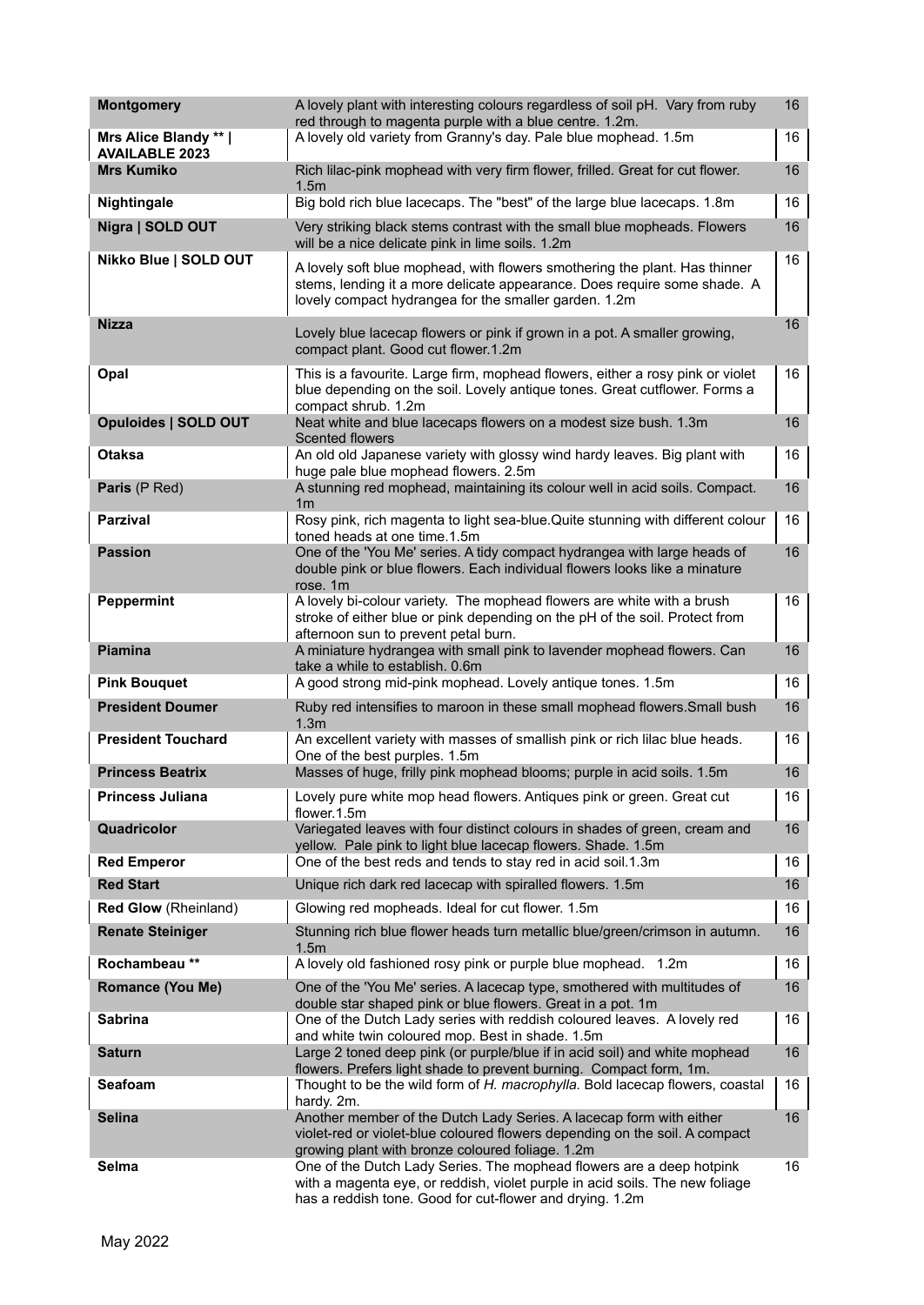| | | |
|---|---|---|
| **Montgomery** | A lovely plant with interesting colours regardless of soil pH. Vary from ruby red through to magenta purple with a blue centre. 1.2m. | 16 |
| **Mrs Alice Blandy ** \| AVAILABLE 2023** | A lovely old variety from Granny's day. Pale blue mophead. 1.5m | 16 |
| **Mrs Kumiko** | Rich lilac-pink mophead with very firm flower, frilled. Great for cut flower. 1.5m | 16 |
| **Nightingale** | Big bold rich blue lacecaps. The "best" of the large blue lacecaps. 1.8m | 16 |
| **Nigra \| SOLD OUT** | Very striking black stems contrast with the small blue mopheads. Flowers will be a nice delicate pink in lime soils. 1.2m | 16 |
| **Nikko Blue \| SOLD OUT** | A lovely soft blue mophead, with flowers smothering the plant. Has thinner stems, lending it a more delicate appearance. Does require some shade. A lovely compact hydrangea for the smaller garden. 1.2m | 16 |
| **Nizza** | Lovely blue lacecap flowers or pink if grown in a pot. A smaller growing, compact plant. Good cut flower.1.2m | 16 |
| **Opal** | This is a favourite. Large firm, mophead flowers, either a rosy pink or violet blue depending on the soil. Lovely antique tones. Great cutflower. Forms a compact shrub. 1.2m | 16 |
| **Opuloides \| SOLD OUT** | Neat white and blue lacecaps flowers on a modest size bush. 1.3m Scented flowers | 16 |
| **Otaksa** | An old old Japanese variety with glossy wind hardy leaves. Big plant with huge pale blue mophead flowers. 2.5m | 16 |
| **Paris** (P Red) | A stunning red mophead, maintaining its colour well in acid soils. Compact. 1m | 16 |
| **Parzival** | Rosy pink, rich magenta to light sea-blue.Quite stunning with different colour toned heads at one time.1.5m | 16 |
| **Passion** | One of the 'You Me' series. A tidy compact hydrangea with large heads of double pink or blue flowers. Each individual flowers looks like a minature rose. 1m | 16 |
| **Peppermint** | A lovely bi-colour variety. The mophead flowers are white with a brush stroke of either blue or pink depending on the pH of the soil. Protect from afternoon sun to prevent petal burn. | 16 |
| **Piamina** | A miniature hydrangea with small pink to lavender mophead flowers. Can take a while to establish. 0.6m | 16 |
| **Pink Bouquet** | A good strong mid-pink mophead. Lovely antique tones. 1.5m | 16 |
| **President Doumer** | Ruby red intensifies to maroon in these small mophead flowers.Small bush 1.3m | 16 |
| **President Touchard** | An excellent variety with masses of smallish pink or rich lilac blue heads. One of the best purples. 1.5m | 16 |
| **Princess Beatrix** | Masses of huge, frilly pink mophead blooms; purple in acid soils. 1.5m | 16 |
| **Princess Juliana** | Lovely pure white mop head flowers. Antiques pink or green. Great cut flower.1.5m | 16 |
| **Quadricolor** | Variegated leaves with four distinct colours in shades of green, cream and yellow. Pale pink to light blue lacecap flowers. Shade. 1.5m | 16 |
| **Red Emperor** | One of the best reds and tends to stay red in acid soil.1.3m | 16 |
| **Red Start** | Unique rich dark red lacecap with spiralled flowers. 1.5m | 16 |
| **Red Glow** (Rheinland) | Glowing red mopheads. Ideal for cut flower. 1.5m | 16 |
| **Renate Steiniger** | Stunning rich blue flower heads turn metallic blue/green/crimson in autumn. 1.5m | 16 |
| **Rochambeau **** | A lovely old fashioned rosy pink or purple blue mophead. 1.2m | 16 |
| **Romance (You Me)** | One of the 'You Me' series. A lacecap type, smothered with multitudes of double star shaped pink or blue flowers. Great in a pot. 1m | 16 |
| **Sabrina** | One of the Dutch Lady series with reddish coloured leaves. A lovely red and white twin coloured mop. Best in shade. 1.5m | 16 |
| **Saturn** | Large 2 toned deep pink (or purple/blue if in acid soil) and white mophead flowers. Prefers light shade to prevent burning. Compact form, 1m. | 16 |
| **Seafoam** | Thought to be the wild form of *H. macrophylla.* Bold lacecap flowers, coastal hardy. 2m. | 16 |
| **Selina** | Another member of the Dutch Lady Series. A lacecap form with either violet-red or violet-blue coloured flowers depending on the soil. A compact growing plant with bronze coloured foliage. 1.2m | 16 |
| **Selma** | One of the Dutch Lady Series. The mophead flowers are a deep hotpink with a magenta eye, or reddish, violet purple in acid soils. The new foliage has a reddish tone. Good for cut-flower and drying. 1.2m | 16 |

May 2022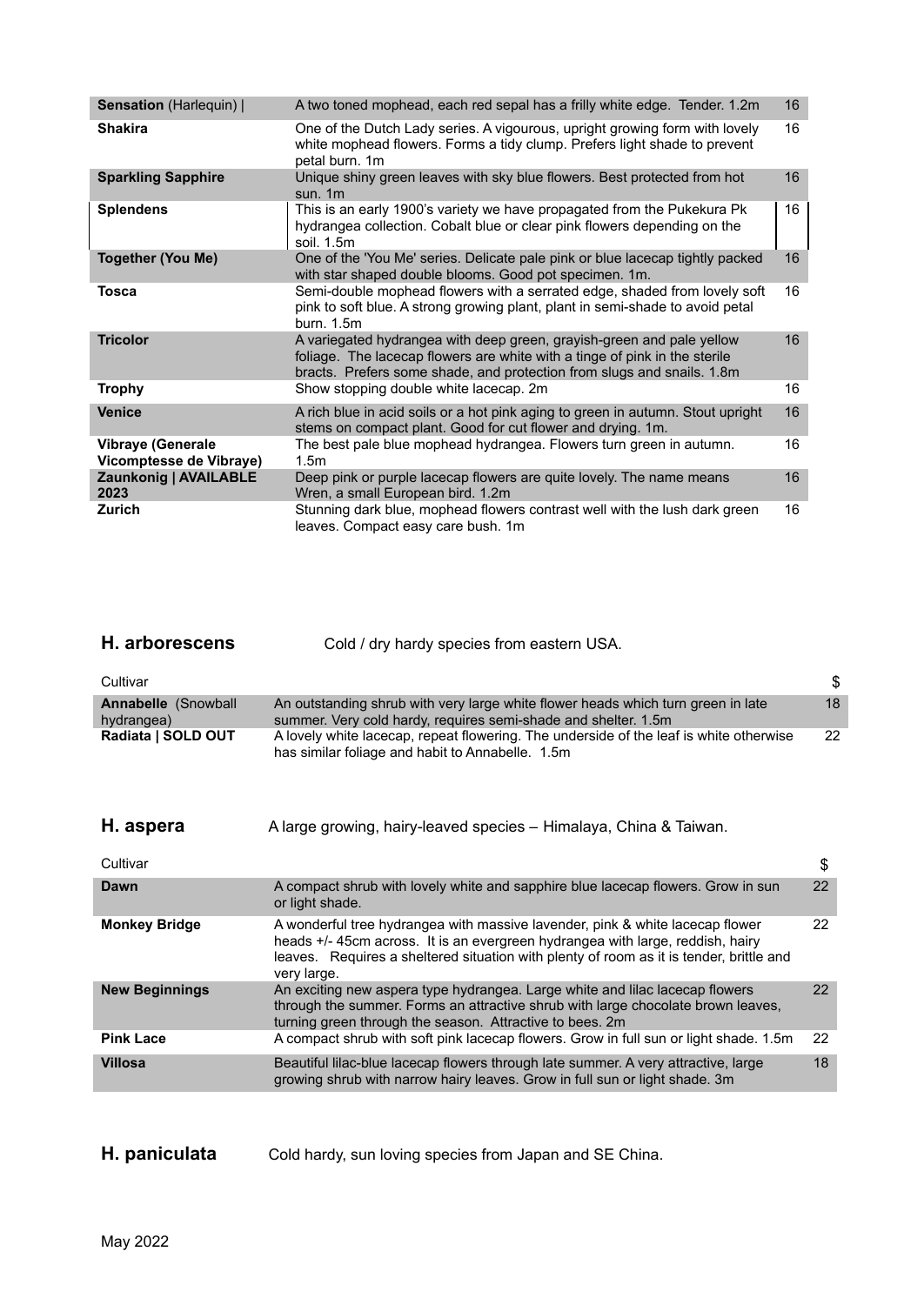| | | |
|---|---|---|
| **Sensation** (Harlequin) \| | A two toned mophead, each red sepal has a frilly white edge. Tender. 1.2m | 16 |
| **Shakira** | One of the Dutch Lady series. A vigourous, upright growing form with lovely white mophead flowers. Forms a tidy clump. Prefers light shade to prevent petal burn. 1m | 16 |
| **Sparkling Sapphire** | Unique shiny green leaves with sky blue flowers. Best protected from hot sun. 1m | 16 |
| **Splendens** | This is an early 1900's variety we have propagated from the Pukekura Pk hydrangea collection. Cobalt blue or clear pink flowers depending on the soil. 1.5m | 16 |
| **Together (You Me)** | One of the 'You Me' series. Delicate pale pink or blue lacecap tightly packed with star shaped double blooms. Good pot specimen. 1m. | 16 |
| **Tosca** | Semi-double mophead flowers with a serrated edge, shaded from lovely soft pink to soft blue. A strong growing plant, plant in semi-shade to avoid petal burn. 1.5m | 16 |
| **Tricolor** | A variegated hydrangea with deep green, grayish-green and pale yellow foliage. The lacecap flowers are white with a tinge of pink in the sterile bracts. Prefers some shade, and protection from slugs and snails. 1.8m | 16 |
| **Trophy** | Show stopping double white lacecap. 2m | 16 |
| **Venice** | A rich blue in acid soils or a hot pink aging to green in autumn. Stout upright stems on compact plant. Good for cut flower and drying. 1m. | 16 |
| **Vibraye (Generale Vicomptesse de Vibraye)** | The best pale blue mophead hydrangea. Flowers turn green in autumn. 1.5m | 16 |
| **Zaunkonig \| AVAILABLE 2023** | Deep pink or purple lacecap flowers are quite lovely. The name means Wren, a small European bird. 1.2m | 16 |
| **Zurich** | Stunning dark blue, mophead flowers contrast well with the lush dark green leaves. Compact easy care bush. 1m | 16 |

## H. arborescens

Cold / dry hardy species from eastern USA.

| Cultivar | | $ |
|---|---|---|
| **Annabelle** (Snowball hydrangea) | An outstanding shrub with very large white flower heads which turn green in late summer. Very cold hardy, requires semi-shade and shelter. 1.5m | 18 |
| **Radiata \| SOLD OUT** | A lovely white lacecap, repeat flowering. The underside of the leaf is white otherwise has similar foliage and habit to Annabelle. 1.5m | 22 |

## H. aspera

A large growing, hairy-leaved species – Himalaya, China & Taiwan.

| Cultivar | | $ |
|---|---|---|
| **Dawn** | A compact shrub with lovely white and sapphire blue lacecap flowers. Grow in sun or light shade. | 22 |
| **Monkey Bridge** | A wonderful tree hydrangea with massive lavender, pink & white lacecap flower heads +/- 45cm across. It is an evergreen hydrangea with large, reddish, hairy leaves. Requires a sheltered situation with plenty of room as it is tender, brittle and very large. | 22 |
| **New Beginnings** | An exciting new aspera type hydrangea. Large white and lilac lacecap flowers through the summer. Forms an attractive shrub with large chocolate brown leaves, turning green through the season. Attractive to bees. 2m | 22 |
| **Pink Lace** | A compact shrub with soft pink lacecap flowers. Grow in full sun or light shade. 1.5m | 22 |
| **Villosa** | Beautiful lilac-blue lacecap flowers through late summer. A very attractive, large growing shrub with narrow hairy leaves. Grow in full sun or light shade. 3m | 18 |

## H. paniculata

Cold hardy, sun loving species from Japan and SE China.

May 2022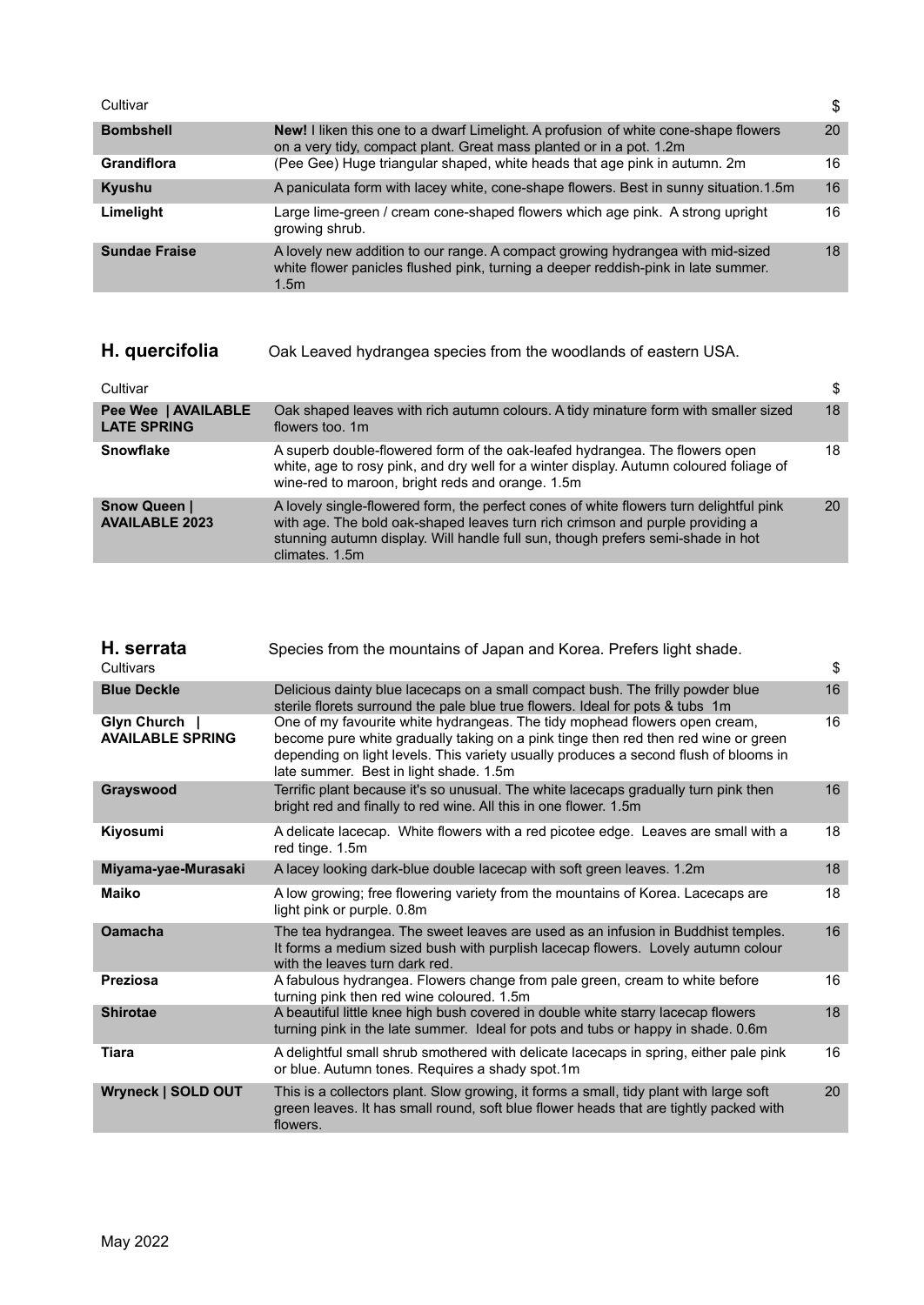| Cultivar | | $ |
|---|---|---|
| **Bombshell** | **New!** I liken this one to a dwarf Limelight. A profusion of white cone-shape flowers on a very tidy, compact plant. Great mass planted or in a pot. 1.2m | 20 |
| **Grandiflora** | (Pee Gee) Huge triangular shaped, white heads that age pink in autumn. 2m | 16 |
| **Kyushu** | A paniculata form with lacey white, cone-shape flowers. Best in sunny situation.1.5m | 16 |
| **Limelight** | Large lime-green / cream cone-shaped flowers which age pink. A strong upright growing shrub. | 16 |
| **Sundae Fraise** | A lovely new addition to our range. A compact growing hydrangea with mid-sized white flower panicles flushed pink, turning a deeper reddish-pink in late summer. 1.5m | 18 |

## H. quercifolia

Oak Leaved hydrangea species from the woodlands of eastern USA.

| Cultivar | | $ |
|---|---|---|
| **Pee Wee \| AVAILABLE LATE SPRING** | Oak shaped leaves with rich autumn colours. A tidy minature form with smaller sized flowers too. 1m | 18 |
| **Snowflake** | A superb double-flowered form of the oak-leafed hydrangea. The flowers open white, age to rosy pink, and dry well for a winter display. Autumn coloured foliage of wine-red to maroon, bright reds and orange. 1.5m | 18 |
| **Snow Queen \| AVAILABLE 2023** | A lovely single-flowered form, the perfect cones of white flowers turn delightful pink with age. The bold oak-shaped leaves turn rich crimson and purple providing a stunning autumn display. Will handle full sun, though prefers semi-shade in hot climates. 1.5m | 20 |

## H. serrata

Species from the mountains of Japan and Korea. Prefers light shade.

| Cultivars | | $ |
|---|---|---|
| **Blue Deckle** | Delicious dainty blue lacecaps on a small compact bush. The frilly powder blue sterile florets surround the pale blue true flowers. Ideal for pots & tubs 1m | 16 |
| **Glyn Church \| AVAILABLE SPRING** | One of my favourite white hydrangeas. The tidy mophead flowers open cream, become pure white gradually taking on a pink tinge then red then red wine or green depending on light levels. This variety usually produces a second flush of blooms in late summer. Best in light shade. 1.5m | 16 |
| **Grayswood** | Terrific plant because it's so unusual. The white lacecaps gradually turn pink then bright red and finally to red wine. All this in one flower. 1.5m | 16 |
| **Kiyosumi** | A delicate lacecap. White flowers with a red picotee edge. Leaves are small with a red tinge. 1.5m | 18 |
| **Miyama-yae-Murasaki** | A lacey looking dark-blue double lacecap with soft green leaves. 1.2m | 18 |
| **Maiko** | A low growing; free flowering variety from the mountains of Korea. Lacecaps are light pink or purple. 0.8m | 18 |
| **Oamacha** | The tea hydrangea. The sweet leaves are used as an infusion in Buddhist temples. It forms a medium sized bush with purplish lacecap flowers. Lovely autumn colour with the leaves turn dark red. | 16 |
| **Preziosa** | A fabulous hydrangea. Flowers change from pale green, cream to white before turning pink then red wine coloured. 1.5m | 16 |
| **Shirotae** | A beautiful little knee high bush covered in double white starry lacecap flowers turning pink in the late summer. Ideal for pots and tubs or happy in shade. 0.6m | 18 |
| **Tiara** | A delightful small shrub smothered with delicate lacecaps in spring, either pale pink or blue. Autumn tones. Requires a shady spot.1m | 16 |
| **Wryneck \| SOLD OUT** | This is a collectors plant. Slow growing, it forms a small, tidy plant with large soft green leaves. It has small round, soft blue flower heads that are tightly packed with flowers. | 20 |

May 2022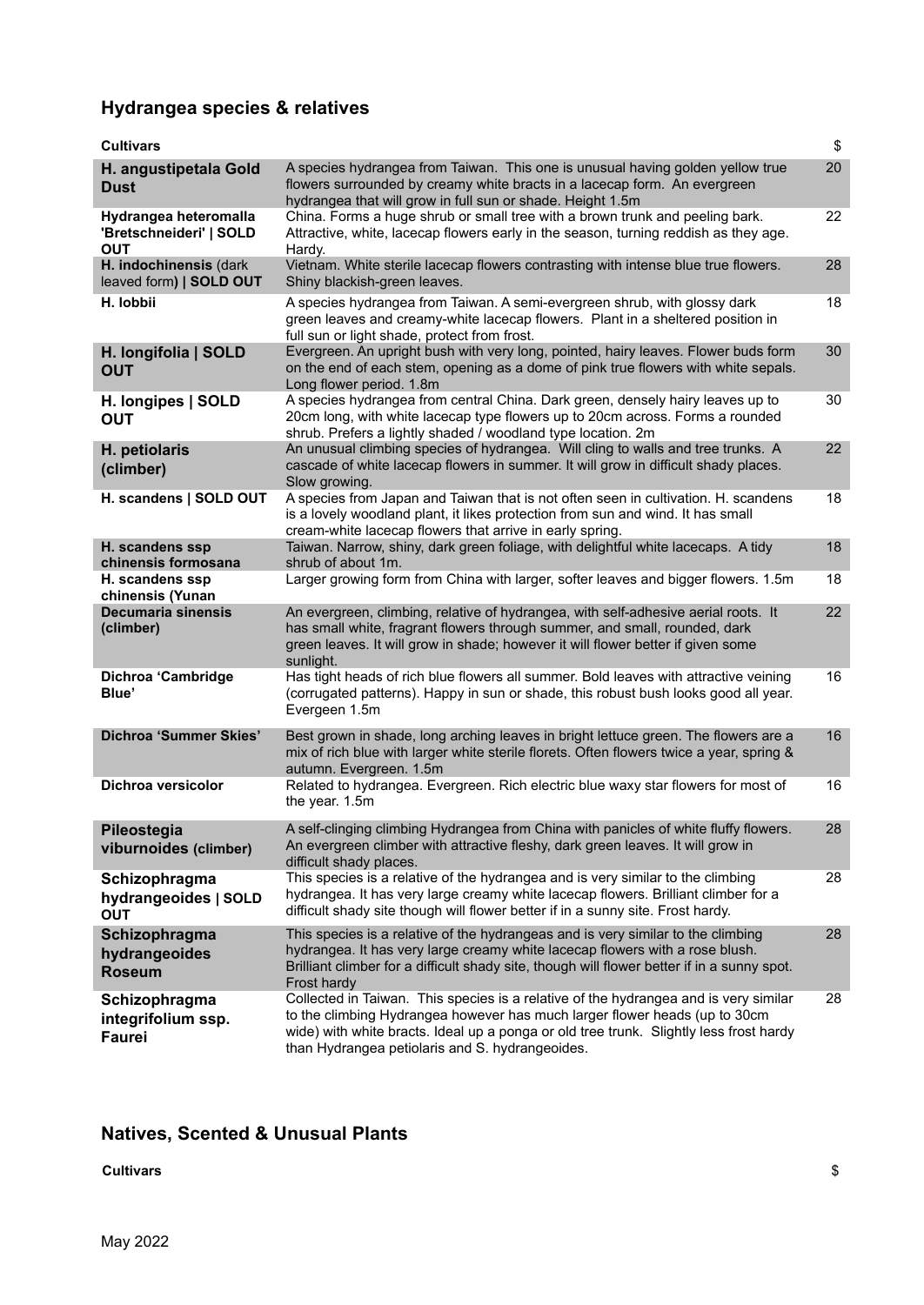## Hydrangea species & relatives

| Cultivars | | $ |
|---|---|---|
| **H. angustipetala Gold Dust** | A species hydrangea from Taiwan. This one is unusual having golden yellow true flowers surrounded by creamy white bracts in a lacecap form. An evergreen hydrangea that will grow in full sun or shade. Height 1.5m | 20 |
| **Hydrangea heteromalla 'Bretschneideri' \| SOLD OUT** | China. Forms a huge shrub or small tree with a brown trunk and peeling bark. Attractive, white, lacecap flowers early in the season, turning reddish as they age. Hardy. | 22 |
| **H. indochinensis** (dark leaved form) **\| SOLD OUT** | Vietnam. White sterile lacecap flowers contrasting with intense blue true flowers. Shiny blackish-green leaves. | 28 |
| **H. lobbii** | A species hydrangea from Taiwan. A semi-evergreen shrub, with glossy dark green leaves and creamy-white lacecap flowers. Plant in a sheltered position in full sun or light shade, protect from frost. | 18 |
| **H. longifolia \| SOLD OUT** | Evergreen. An upright bush with very long, pointed, hairy leaves. Flower buds form on the end of each stem, opening as a dome of pink true flowers with white sepals. Long flower period. 1.8m | 30 |
| **H. longipes \| SOLD OUT** | A species hydrangea from central China. Dark green, densely hairy leaves up to 20cm long, with white lacecap type flowers up to 20cm across. Forms a rounded shrub. Prefers a lightly shaded / woodland type location. 2m | 30 |
| **H. petiolaris (climber)** | An unusual climbing species of hydrangea. Will cling to walls and tree trunks. A cascade of white lacecap flowers in summer. It will grow in difficult shady places. Slow growing. | 22 |
| **H. scandens \| SOLD OUT** | A species from Japan and Taiwan that is not often seen in cultivation. H. scandens is a lovely woodland plant, it likes protection from sun and wind. It has small cream-white lacecap flowers that arrive in early spring. | 18 |
| **H. scandens ssp chinensis formosana** | Taiwan. Narrow, shiny, dark green foliage, with delightful white lacecaps. A tidy shrub of about 1m. | 18 |
| **H. scandens ssp chinensis (Yunan** | Larger growing form from China with larger, softer leaves and bigger flowers. 1.5m | 18 |
| **Decumaria sinensis (climber)** | An evergreen, climbing, relative of hydrangea, with self-adhesive aerial roots. It has small white, fragrant flowers through summer, and small, rounded, dark green leaves. It will grow in shade; however it will flower better if given some sunlight. | 22 |
| **Dichroa 'Cambridge Blue'** | Has tight heads of rich blue flowers all summer. Bold leaves with attractive veining (corrugated patterns). Happy in sun or shade, this robust bush looks good all year. Evergreen 1.5m | 16 |
| **Dichroa 'Summer Skies'** | Best grown in shade, long arching leaves in bright lettuce green. The flowers are a mix of rich blue with larger white sterile florets. Often flowers twice a year, spring & autumn. Evergreen. 1.5m | 16 |
| **Dichroa versicolor** | Related to hydrangea. Evergreen. Rich electric blue waxy star flowers for most of the year. 1.5m | 16 |
| **Pileostegia viburnoides (climber)** | A self-clinging climbing Hydrangea from China with panicles of white fluffy flowers. An evergreen climber with attractive fleshy, dark green leaves. It will grow in difficult shady places. | 28 |
| **Schizophragma hydrangeoides \| SOLD OUT** | This species is a relative of the hydrangea and is very similar to the climbing hydrangea. It has very large creamy white lacecap flowers. Brilliant climber for a difficult shady site though will flower better if in a sunny site. Frost hardy. | 28 |
| **Schizophragma hydrangeoides Roseum** | This species is a relative of the hydrangeas and is very similar to the climbing hydrangea. It has very large creamy white lacecap flowers with a rose blush. Brilliant climber for a difficult shady site, though will flower better if in a sunny spot. Frost hardy | 28 |
| **Schizophragma integrifolium ssp. Faurei** | Collected in Taiwan. This species is a relative of the hydrangea and is very similar to the climbing Hydrangea however has much larger flower heads (up to 30cm wide) with white bracts. Ideal up a ponga or old tree trunk. Slightly less frost hardy than Hydrangea petiolaris and S. hydrangeoides. | 28 |

## Natives, Scented & Unusual Plants

| Cultivars | | $ |
|---|---|---|

May 2022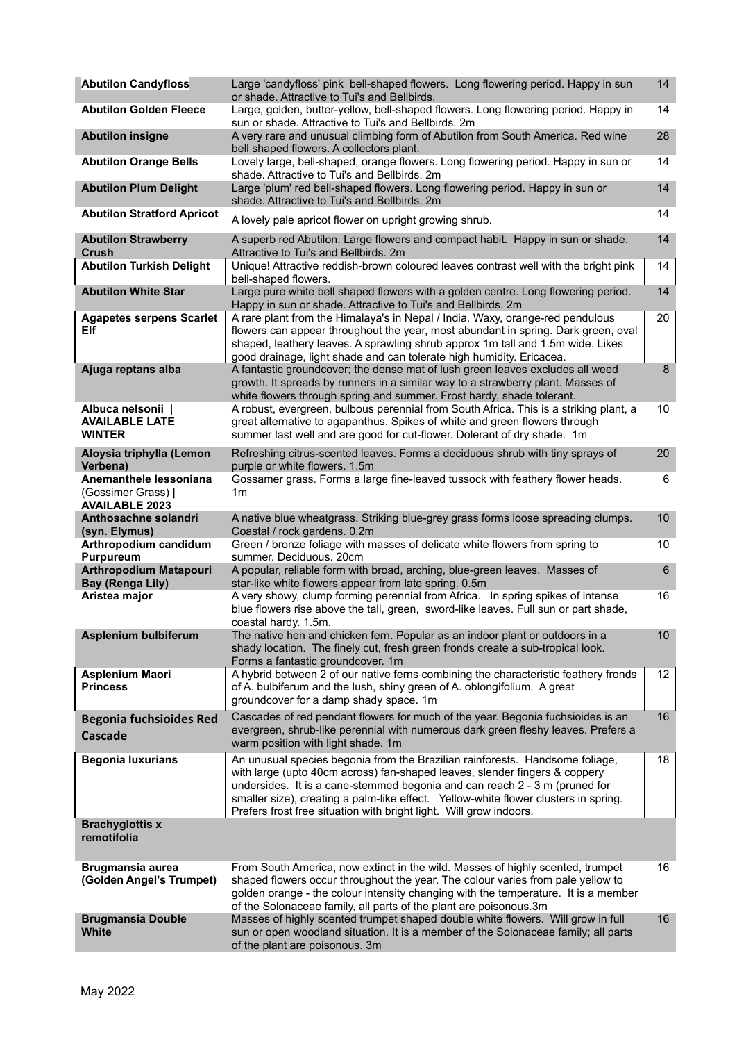| | | |
|---|---|---|
| **Abutilon Candyfloss** | Large 'candyfloss' pink bell-shaped flowers. Long flowering period. Happy in sun or shade. Attractive to Tui's and Bellbirds. | 14 |
| **Abutilon Golden Fleece** | Large, golden, butter-yellow, bell-shaped flowers. Long flowering period. Happy in sun or shade. Attractive to Tui's and Bellbirds. 2m | 14 |
| **Abutilon insigne** | A very rare and unusual climbing form of Abutilon from South America. Red wine bell shaped flowers. A collectors plant. | 28 |
| **Abutilon Orange Bells** | Lovely large, bell-shaped, orange flowers. Long flowering period. Happy in sun or shade. Attractive to Tui's and Bellbirds. 2m | 14 |
| **Abutilon Plum Delight** | Large 'plum' red bell-shaped flowers. Long flowering period. Happy in sun or shade. Attractive to Tui's and Bellbirds. 2m | 14 |
| **Abutilon Stratford Apricot** | A lovely pale apricot flower on upright growing shrub. | 14 |
| **Abutilon Strawberry Crush** | A superb red Abutilon. Large flowers and compact habit. Happy in sun or shade. Attractive to Tui's and Bellbirds. 2m | 14 |
| **Abutilon Turkish Delight** | Unique! Attractive reddish-brown coloured leaves contrast well with the bright pink bell-shaped flowers. | 14 |
| **Abutilon White Star** | Large pure white bell shaped flowers with a golden centre. Long flowering period. Happy in sun or shade. Attractive to Tui's and Bellbirds. 2m | 14 |
| **Agapetes serpens Scarlet Elf** | A rare plant from the Himalaya's in Nepal / India. Waxy, orange-red pendulous flowers can appear throughout the year, most abundant in spring. Dark green, oval shaped, leathery leaves. A sprawling shrub approx 1m tall and 1.5m wide. Likes good drainage, light shade and can tolerate high humidity. Ericacea. | 20 |
| **Ajuga reptans alba** | A fantastic groundcover; the dense mat of lush green leaves excludes all weed growth. It spreads by runners in a similar way to a strawberry plant. Masses of white flowers through spring and summer. Frost hardy, shade tolerant. | 8 |
| **Albuca nelsonii \| AVAILABLE LATE WINTER** | A robust, evergreen, bulbous perennial from South Africa. This is a striking plant, a great alternative to agapanthus. Spikes of white and green flowers through summer last well and are good for cut-flower. Dolerant of dry shade. 1m | 10 |
| **Aloysia triphylla (Lemon Verbena)** | Refreshing citrus-scented leaves. Forms a deciduous shrub with tiny sprays of purple or white flowers. 1.5m | 20 |
| **Anemanthele lessoniana** (Gossimer Grass) **\| AVAILABLE 2023** | Gossamer grass. Forms a large fine-leaved tussock with feathery flower heads. 1m | 6 |
| **Anthosachne solandri (syn. Elymus)** | A native blue wheatgrass. Striking blue-grey grass forms loose spreading clumps. Coastal / rock gardens. 0.2m | 10 |
| **Arthropodium candidum Purpureum** | Green / bronze foliage with masses of delicate white flowers from spring to summer. Deciduous. 20cm | 10 |
| **Arthropodium Matapouri Bay (Renga Lily)** | A popular, reliable form with broad, arching, blue-green leaves. Masses of star-like white flowers appear from late spring. 0.5m | 6 |
| **Aristea major** | A very showy, clump forming perennial from Africa. In spring spikes of intense blue flowers rise above the tall, green, sword-like leaves. Full sun or part shade, coastal hardy. 1.5m. | 16 |
| **Asplenium bulbiferum** | The native hen and chicken fern. Popular as an indoor plant or outdoors in a shady location. The finely cut, fresh green fronds create a sub-tropical look. Forms a fantastic groundcover. 1m | 10 |
| **Asplenium Maori Princess** | A hybrid between 2 of our native ferns combining the characteristic feathery fronds of A. bulbiferum and the lush, shiny green of A. oblongifolium. A great groundcover for a damp shady space. 1m | 12 |
| **Begonia fuchsioides Red Cascade** | Cascades of red pendant flowers for much of the year. Begonia fuchsioides is an evergreen, shrub-like perennial with numerous dark green fleshy leaves. Prefers a warm position with light shade. 1m | 16 |
| **Begonia luxurians** | An unusual species begonia from the Brazilian rainforests. Handsome foliage, with large (upto 40cm across) fan-shaped leaves, slender fingers & coppery undersides. It is a cane-stemmed begonia and can reach 2 - 3 m (pruned for smaller size), creating a palm-like effect. Yellow-white flower clusters in spring. Prefers frost free situation with bright light. Will grow indoors. | 18 |
| **Brachyglottis x remotifolia** | | |
| **Brugmansia aurea (Golden Angel's Trumpet)** | From South America, now extinct in the wild. Masses of highly scented, trumpet shaped flowers occur throughout the year. The colour varies from pale yellow to golden orange - the colour intensity changing with the temperature. It is a member of the Solonaceae family, all parts of the plant are poisonous.3m | 16 |
| **Brugmansia Double White** | Masses of highly scented trumpet shaped double white flowers. Will grow in full sun or open woodland situation. It is a member of the Solonaceae family; all parts of the plant are poisonous. 3m | 16 |

May 2022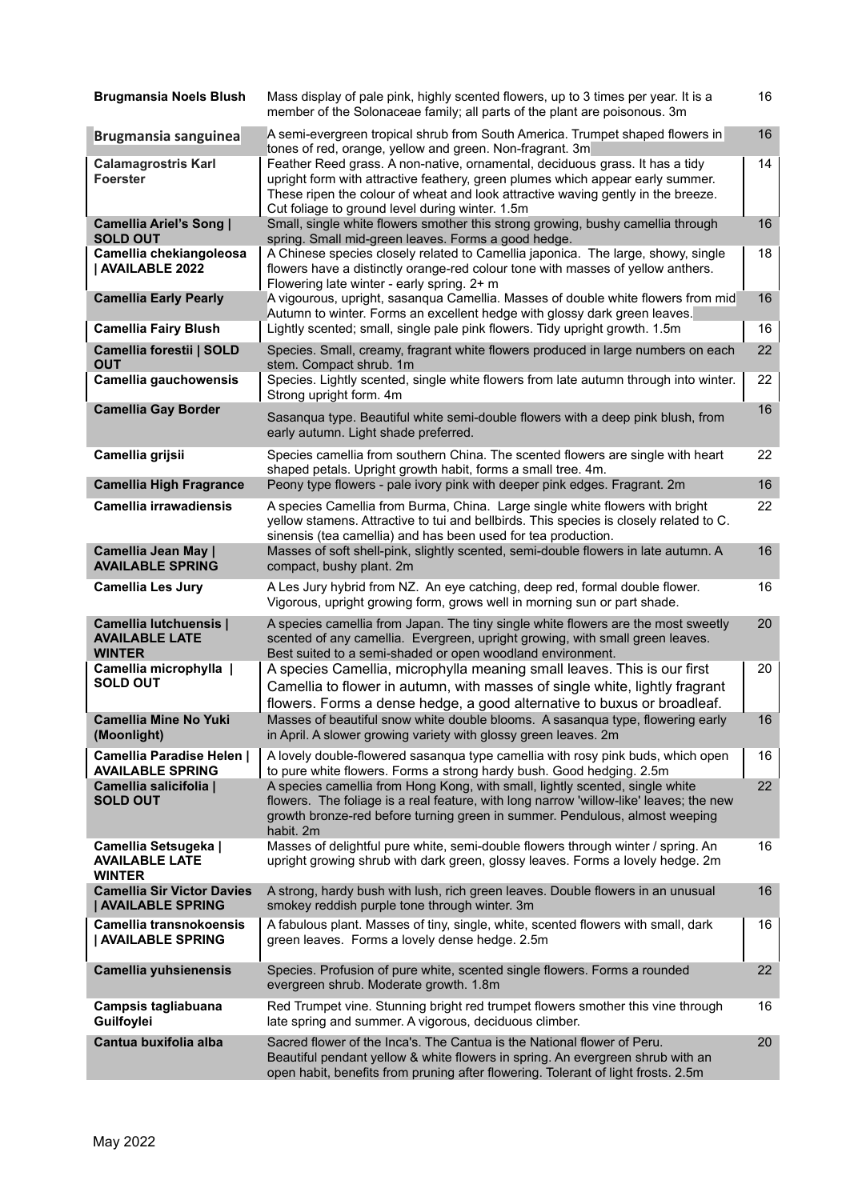| | | |
|---|---|---|
| **Brugmansia Noels Blush** | Mass display of pale pink, highly scented flowers, up to 3 times per year. It is a member of the Solonaceae family; all parts of the plant are poisonous. 3m | 16 |
| **Brugmansia sanguinea** | A semi-evergreen tropical shrub from South America. Trumpet shaped flowers in tones of red, orange, yellow and green. Non-fragrant. 3m | 16 |
| **Calamagrostris Karl Foerster** | Feather Reed grass. A non-native, ornamental, deciduous grass. It has a tidy upright form with attractive feathery, green plumes which appear early summer. These ripen the colour of wheat and look attractive waving gently in the breeze. Cut foliage to ground level during winter. 1.5m | 14 |
| **Camellia Ariel's Song \| SOLD OUT** | Small, single white flowers smother this strong growing, bushy camellia through spring. Small mid-green leaves. Forms a good hedge. | 16 |
| **Camellia chekiangoleosa \| AVAILABLE 2022** | A Chinese species closely related to Camellia japonica. The large, showy, single flowers have a distinctly orange-red colour tone with masses of yellow anthers. Flowering late winter - early spring. 2+ m | 18 |
| **Camellia Early Pearly** | A vigourous, upright, sasanqua Camellia. Masses of double white flowers from mid Autumn to winter. Forms an excellent hedge with glossy dark green leaves. | 16 |
| **Camellia Fairy Blush** | Lightly scented; small, single pale pink flowers. Tidy upright growth. 1.5m | 16 |
| **Camellia forestii \| SOLD OUT** | Species. Small, creamy, fragrant white flowers produced in large numbers on each stem. Compact shrub. 1m | 22 |
| **Camellia gauchowensis** | Species. Lightly scented, single white flowers from late autumn through into winter. Strong upright form. 4m | 22 |
| **Camellia Gay Border** | Sasanqua type. Beautiful white semi-double flowers with a deep pink blush, from early autumn. Light shade preferred. | 16 |
| **Camellia grijsii** | Species camellia from southern China. The scented flowers are single with heart shaped petals. Upright growth habit, forms a small tree. 4m. | 22 |
| **Camellia High Fragrance** | Peony type flowers - pale ivory pink with deeper pink edges. Fragrant. 2m | 16 |
| **Camellia irrawadiensis** | A species Camellia from Burma, China. Large single white flowers with bright yellow stamens. Attractive to tui and bellbirds. This species is closely related to C. sinensis (tea camellia) and has been used for tea production. | 22 |
| **Camellia Jean May \| AVAILABLE SPRING** | Masses of soft shell-pink, slightly scented, semi-double flowers in late autumn. A compact, bushy plant. 2m | 16 |
| **Camellia Les Jury** | A Les Jury hybrid from NZ. An eye catching, deep red, formal double flower. Vigorous, upright growing form, grows well in morning sun or part shade. | 16 |
| **Camellia lutchuensis \| AVAILABLE LATE WINTER** | A species camellia from Japan. The tiny single white flowers are the most sweetly scented of any camellia. Evergreen, upright growing, with small green leaves. Best suited to a semi-shaded or open woodland environment. | 20 |
| **Camellia microphylla \| SOLD OUT** | A species Camellia, microphylla meaning small leaves. This is our first Camellia to flower in autumn, with masses of single white, lightly fragrant flowers. Forms a dense hedge, a good alternative to buxus or broadleaf. | 20 |
| **Camellia Mine No Yuki (Moonlight)** | Masses of beautiful snow white double blooms. A sasanqua type, flowering early in April. A slower growing variety with glossy green leaves. 2m | 16 |
| **Camellia Paradise Helen \| AVAILABLE SPRING** | A lovely double-flowered sasanqua type camellia with rosy pink buds, which open to pure white flowers. Forms a strong hardy bush. Good hedging. 2.5m | 16 |
| **Camellia salicifolia \| SOLD OUT** | A species camellia from Hong Kong, with small, lightly scented, single white flowers. The foliage is a real feature, with long narrow 'willow-like' leaves; the new growth bronze-red before turning green in summer. Pendulous, almost weeping habit. 2m | 22 |
| **Camellia Setsugeka \| AVAILABLE LATE WINTER** | Masses of delightful pure white, semi-double flowers through winter / spring. An upright growing shrub with dark green, glossy leaves. Forms a lovely hedge. 2m | 16 |
| **Camellia Sir Victor Davies \| AVAILABLE SPRING** | A strong, hardy bush with lush, rich green leaves. Double flowers in an unusual smokey reddish purple tone through winter. 3m | 16 |
| **Camellia transnokoensis \| AVAILABLE SPRING** | A fabulous plant. Masses of tiny, single, white, scented flowers with small, dark green leaves. Forms a lovely dense hedge. 2.5m | 16 |
| **Camellia yuhsienensis** | Species. Profusion of pure white, scented single flowers. Forms a rounded evergreen shrub. Moderate growth. 1.8m | 22 |
| **Campsis tagliabuana Guilfoylei** | Red Trumpet vine. Stunning bright red trumpet flowers smother this vine through late spring and summer. A vigorous, deciduous climber. | 16 |
| **Cantua buxifolia alba** | Sacred flower of the Inca's. The Cantua is the National flower of Peru. Beautiful pendant yellow & white flowers in spring. An evergreen shrub with an open habit, benefits from pruning after flowering. Tolerant of light frosts. 2.5m | 20 |

May 2022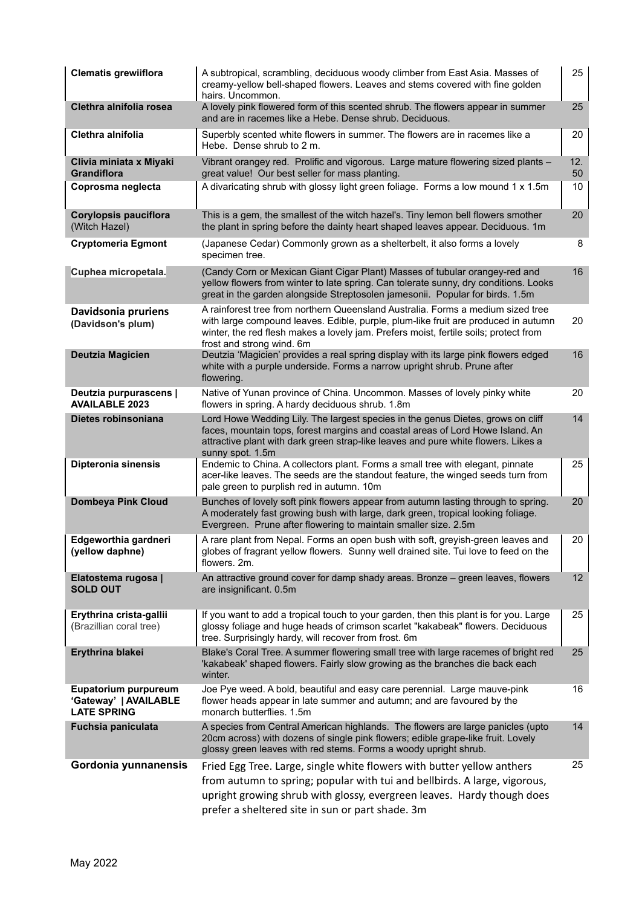| | | |
|---|---|---|
| **Clematis grewiiflora** | A subtropical, scrambling, deciduous woody climber from East Asia. Masses of creamy-yellow bell-shaped flowers. Leaves and stems covered with fine golden hairs. Uncommon. | 25 |
| **Clethra alnifolia rosea** | A lovely pink flowered form of this scented shrub. The flowers appear in summer and are in racemes like a Hebe. Dense shrub. Deciduous. | 25 |
| **Clethra alnifolia** | Superbly scented white flowers in summer. The flowers are in racemes like a Hebe. Dense shrub to 2 m. | 20 |
| **Clivia miniata x Miyaki Grandiflora** | Vibrant orangey red. Prolific and vigorous. Large mature flowering sized plants – great value! Our best seller for mass planting. | 12.50 |
| **Coprosma neglecta** | A divaricating shrub with glossy light green foliage. Forms a low mound 1 x 1.5m | 10 |
| **Corylopsis pauciflora** (Witch Hazel) | This is a gem, the smallest of the witch hazel's. Tiny lemon bell flowers smother the plant in spring before the dainty heart shaped leaves appear. Deciduous. 1m | 20 |
| **Cryptomeria Egmont** | (Japanese Cedar) Commonly grown as a shelterbelt, it also forms a lovely specimen tree. | 8 |
| **Cuphea micropetala.** | (Candy Corn or Mexican Giant Cigar Plant) Masses of tubular orangey-red and yellow flowers from winter to late spring. Can tolerate sunny, dry conditions. Looks great in the garden alongside Streptosolen jamesonii. Popular for birds. 1.5m | 16 |
| **Davidsonia pruriens (Davidson's plum)** | A rainforest tree from northern Queensland Australia. Forms a medium sized tree with large compound leaves. Edible, purple, plum-like fruit are produced in autumn winter, the red flesh makes a lovely jam. Prefers moist, fertile soils; protect from frost and strong wind. 6m | 20 |
| **Deutzia Magicien** | Deutzia 'Magicien' provides a real spring display with its large pink flowers edged white with a purple underside. Forms a narrow upright shrub. Prune after flowering. | 16 |
| **Deutzia purpurascens \| AVAILABLE 2023** | Native of Yunan province of China. Uncommon. Masses of lovely pinky white flowers in spring. A hardy deciduous shrub. 1.8m | 20 |
| **Dietes robinsoniana** | Lord Howe Wedding Lily. The largest species in the genus Dietes, grows on cliff faces, mountain tops, forest margins and coastal areas of Lord Howe Island. An attractive plant with dark green strap-like leaves and pure white flowers. Likes a sunny spot. 1.5m | 14 |
| **Dipteronia sinensis** | Endemic to China. A collectors plant. Forms a small tree with elegant, pinnate acer-like leaves. The seeds are the standout feature, the winged seeds turn from pale green to purplish red in autumn. 10m | 25 |
| **Dombeya Pink Cloud** | Bunches of lovely soft pink flowers appear from autumn lasting through to spring. A moderately fast growing bush with large, dark green, tropical looking foliage. Evergreen. Prune after flowering to maintain smaller size. 2.5m | 20 |
| **Edgeworthia gardneri (yellow daphne)** | A rare plant from Nepal. Forms an open bush with soft, greyish-green leaves and globes of fragrant yellow flowers. Sunny well drained site. Tui love to feed on the flowers. 2m. | 20 |
| **Elatostema rugosa \| SOLD OUT** | An attractive ground cover for damp shady areas. Bronze – green leaves, flowers are insignificant. 0.5m | 12 |
| **Erythrina crista-gallii** (Brazillian coral tree) | If you want to add a tropical touch to your garden, then this plant is for you. Large glossy foliage and huge heads of crimson scarlet "kakabeak" flowers. Deciduous tree. Surprisingly hardy, will recover from frost. 6m | 25 |
| **Erythrina blakei** | Blake's Coral Tree. A summer flowering small tree with large racemes of bright red 'kakabeak' shaped flowers. Fairly slow growing as the branches die back each winter. | 25 |
| **Eupatorium purpureum 'Gateway' \| AVAILABLE LATE SPRING** | Joe Pye weed. A bold, beautiful and easy care perennial. Large mauve-pink flower heads appear in late summer and autumn; and are favoured by the monarch butterflies. 1.5m | 16 |
| **Fuchsia paniculata** | A species from Central American highlands. The flowers are large panicles (upto 20cm across) with dozens of single pink flowers; edible grape-like fruit. Lovely glossy green leaves with red stems. Forms a woody upright shrub. | 14 |
| **Gordonia yunnanensis** | Fried Egg Tree. Large, single white flowers with butter yellow anthers from autumn to spring; popular with tui and bellbirds. A large, vigorous, upright growing shrub with glossy, evergreen leaves. Hardy though does prefer a sheltered site in sun or part shade. 3m | 25 |

May 2022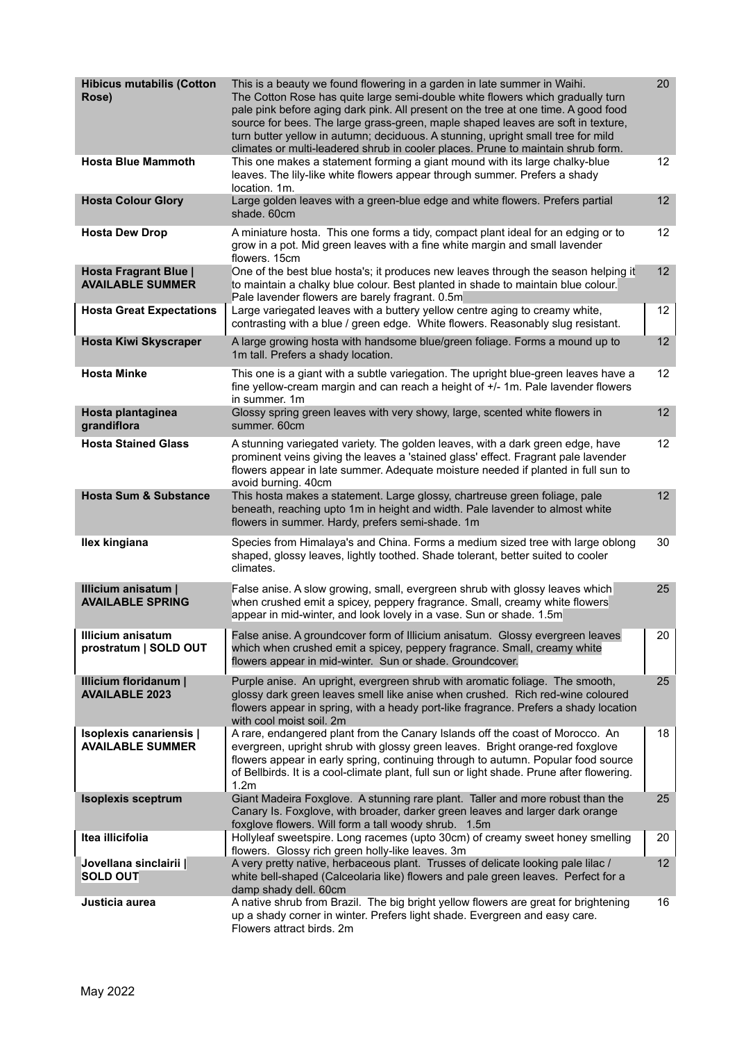| | | |
|---|---|---|
| **Hibicus mutabilis (Cotton Rose)** | This is a beauty we found flowering in a garden in late summer in Waihi. The Cotton Rose has quite large semi-double white flowers which gradually turn pale pink before aging dark pink. All present on the tree at one time. A good food source for bees. The large grass-green, maple shaped leaves are soft in texture, turn butter yellow in autumn; deciduous. A stunning, upright small tree for mild climates or multi-leadered shrub in cooler places. Prune to maintain shrub form. | 20 |
| **Hosta Blue Mammoth** | This one makes a statement forming a giant mound with its large chalky-blue leaves. The lily-like white flowers appear through summer. Prefers a shady location. 1m. | 12 |
| **Hosta Colour Glory** | Large golden leaves with a green-blue edge and white flowers. Prefers partial shade. 60cm | 12 |
| **Hosta Dew Drop** | A miniature hosta. This one forms a tidy, compact plant ideal for an edging or to grow in a pot. Mid green leaves with a fine white margin and small lavender flowers. 15cm | 12 |
| **Hosta Fragrant Blue \| AVAILABLE SUMMER** | One of the best blue hosta's; it produces new leaves through the season helping it to maintain a chalky blue colour. Best planted in shade to maintain blue colour. Pale lavender flowers are barely fragrant. 0.5m | 12 |
| **Hosta Great Expectations** | Large variegated leaves with a buttery yellow centre aging to creamy white, contrasting with a blue / green edge. White flowers. Reasonably slug resistant. | 12 |
| **Hosta Kiwi Skyscraper** | A large growing hosta with handsome blue/green foliage. Forms a mound up to 1m tall. Prefers a shady location. | 12 |
| **Hosta Minke** | This one is a giant with a subtle variegation. The upright blue-green leaves have a fine yellow-cream margin and can reach a height of +/- 1m. Pale lavender flowers in summer. 1m | 12 |
| **Hosta plantaginea grandiflora** | Glossy spring green leaves with very showy, large, scented white flowers in summer. 60cm | 12 |
| **Hosta Stained Glass** | A stunning variegated variety. The golden leaves, with a dark green edge, have prominent veins giving the leaves a 'stained glass' effect. Fragrant pale lavender flowers appear in late summer. Adequate moisture needed if planted in full sun to avoid burning. 40cm | 12 |
| **Hosta Sum & Substance** | This hosta makes a statement. Large glossy, chartreuse green foliage, pale beneath, reaching upto 1m in height and width. Pale lavender to almost white flowers in summer. Hardy, prefers semi-shade. 1m | 12 |
| **Ilex kingiana** | Species from Himalaya's and China. Forms a medium sized tree with large oblong shaped, glossy leaves, lightly toothed. Shade tolerant, better suited to cooler climates. | 30 |
| **Illicium anisatum \| AVAILABLE SPRING** | False anise. A slow growing, small, evergreen shrub with glossy leaves which when crushed emit a spicey, peppery fragrance. Small, creamy white flowers appear in mid-winter, and look lovely in a vase. Sun or shade. 1.5m | 25 |
| **Illicium anisatum prostratum \| SOLD OUT** | False anise. A groundcover form of Illicium anisatum. Glossy evergreen leaves which when crushed emit a spicey, peppery fragrance. Small, creamy white flowers appear in mid-winter. Sun or shade. Groundcover. | 20 |
| **Illicium floridanum \| AVAILABLE 2023** | Purple anise. An upright, evergreen shrub with aromatic foliage. The smooth, glossy dark green leaves smell like anise when crushed. Rich red-wine coloured flowers appear in spring, with a heady port-like fragrance. Prefers a shady location with cool moist soil. 2m | 25 |
| **Isoplexis canariensis \| AVAILABLE SUMMER** | A rare, endangered plant from the Canary Islands off the coast of Morocco. An evergreen, upright shrub with glossy green leaves. Bright orange-red foxglove flowers appear in early spring, continuing through to autumn. Popular food source of Bellbirds. It is a cool-climate plant, full sun or light shade. Prune after flowering. 1.2m | 18 |
| **Isoplexis sceptrum** | Giant Madeira Foxglove. A stunning rare plant. Taller and more robust than the Canary Is. Foxglove, with broader, darker green leaves and larger dark orange foxglove flowers. Will form a tall woody shrub. 1.5m | 25 |
| **Itea illicifolia** | Hollyleaf sweetspire. Long racemes (upto 30cm) of creamy sweet honey smelling flowers. Glossy rich green holly-like leaves. 3m | 20 |
| **Jovellana sinclairii \| SOLD OUT** | A very pretty native, herbaceous plant. Trusses of delicate looking pale lilac / white bell-shaped (Calceolaria like) flowers and pale green leaves. Perfect for a damp shady dell. 60cm | 12 |
| **Justicia aurea** | A native shrub from Brazil. The big bright yellow flowers are great for brightening up a shady corner in winter. Prefers light shade. Evergreen and easy care. Flowers attract birds. 2m | 16 |

May 2022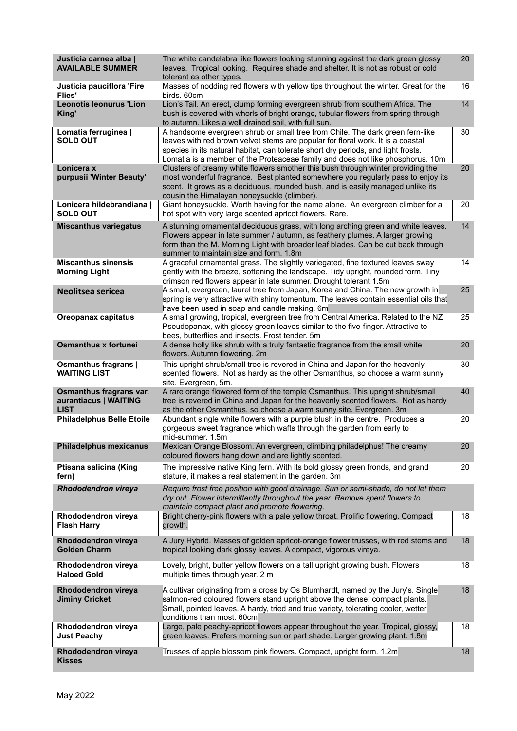| | | |
|---|---|---|
| **Justicia carnea alba \| AVAILABLE SUMMER** | The white candelabra like flowers looking stunning against the dark green glossy leaves. Tropical looking. Requires shade and shelter. It is not as robust or cold tolerant as other types. | 20 |
| **Justicia pauciflora 'Fire Flies'** | Masses of nodding red flowers with yellow tips throughout the winter. Great for the birds. 60cm | 16 |
| **Leonotis leonurus 'Lion King'** | Lion's Tail. An erect, clump forming evergreen shrub from southern Africa. The bush is covered with whorls of bright orange, tubular flowers from spring through to autumn. Likes a well drained soil, with full sun. | 14 |
| **Lomatia ferruginea \| SOLD OUT** | A handsome evergreen shrub or small tree from Chile. The dark green fern-like leaves with red brown velvet stems are popular for floral work. It is a coastal species in its natural habitat, can tolerate short dry periods, and light frosts. Lomatia is a member of the Proteaceae family and does not like phosphorus. 10m | 30 |
| **Lonicera x purpusii 'Winter Beauty'** | Clusters of creamy white flowers smother this bush through winter providing the most wonderful fragrance. Best planted somewhere you regularly pass to enjoy its scent. It grows as a deciduous, rounded bush, and is easily managed unlike its cousin the Himalayan honeysuckle (climber). | 20 |
| **Lonicera hildebrandiana \| SOLD OUT** | Giant honeysuckle. Worth having for the name alone. An evergreen climber for a hot spot with very large scented apricot flowers. Rare. | 20 |
| **Miscanthus variegatus** | A stunning ornamental deciduous grass, with long arching green and white leaves. Flowers appear in late summer / autumn, as feathery plumes. A larger growing form than the M. Morning Light with broader leaf blades. Can be cut back through summer to maintain size and form. 1.8m | 14 |
| **Miscanthus sinensis Morning Light** | A graceful ornamental grass. The slightly variegated, fine textured leaves sway gently with the breeze, softening the landscape. Tidy upright, rounded form. Tiny crimson red flowers appear in late summer. Drought tolerant 1.5m | 14 |
| **Neolitsea sericea** | A small, evergreen, laurel tree from Japan, Korea and China. The new growth in spring is very attractive with shiny tomentum. The leaves contain essential oils that have been used in soap and candle making. 6m | 25 |
| **Oreopanax capitatus** | A small growing, tropical, evergreen tree from Central America. Related to the NZ Pseudopanax, with glossy green leaves similar to the five-finger. Attractive to bees, butterflies and insects. Frost tender. 5m | 25 |
| **Osmanthus x fortunei** | A dense holly like shrub with a truly fantastic fragrance from the small white flowers. Autumn flowering. 2m | 20 |
| **Osmanthus fragrans \| WAITING LIST** | This upright shrub/small tree is revered in China and Japan for the heavenly scented flowers. Not as hardy as the other Osmanthus, so choose a warm sunny site. Evergreen, 5m. | 30 |
| **Osmanthus fragrans var. aurantiacus \| WAITING LIST** | A rare orange flowered form of the temple Osmanthus. This upright shrub/small tree is revered in China and Japan for the heavenly scented flowers. Not as hardy as the other Osmanthus, so choose a warm sunny site. Evergreen. 3m | 40 |
| **Philadelphus Belle Etoile** | Abundant single white flowers with a purple blush in the centre. Produces a gorgeous sweet fragrance which wafts through the garden from early to mid-summer. 1.5m | 20 |
| **Philadelphus mexicanus** | Mexican Orange Blossom. An evergreen, climbing philadelphus! The creamy coloured flowers hang down and are lightly scented. | 20 |
| **Ptisana salicina (King fern)** | The impressive native King fern. With its bold glossy green fronds, and grand stature, it makes a real statement in the garden. 3m | 20 |
| ***Rhododendron vireya*** | *Require frost free position with good drainage. Sun or semi-shade, do not let them dry out. Flower intermittently throughout the year. Remove spent flowers to maintain compact plant and promote flowering.* | |
| **Rhododendron vireya Flash Harry** | Bright cherry-pink flowers with a pale yellow throat. Prolific flowering. Compact growth. | 18 |
| **Rhododendron vireya Golden Charm** | A Jury Hybrid. Masses of golden apricot-orange flower trusses, with red stems and tropical looking dark glossy leaves. A compact, vigorous vireya. | 18 |
| **Rhododendron vireya Haloed Gold** | Lovely, bright, butter yellow flowers on a tall upright growing bush. Flowers multiple times through year. 2 m | 18 |
| **Rhododendron vireya Jiminy Cricket** | A cultivar originating from a cross by Os Blumhardt, named by the Jury's. Single salmon-red coloured flowers stand upright above the dense, compact plants. Small, pointed leaves. A hardy, tried and true variety, tolerating cooler, wetter conditions than most. 60cm | 18 |
| **Rhododendron vireya Just Peachy** | Large, pale peachy-apricot flowers appear throughout the year. Tropical, glossy, green leaves. Prefers morning sun or part shade. Larger growing plant. 1.8m | 18 |
| **Rhododendron vireya Kisses** | Trusses of apple blossom pink flowers. Compact, upright form. 1.2m | 18 |

May 2022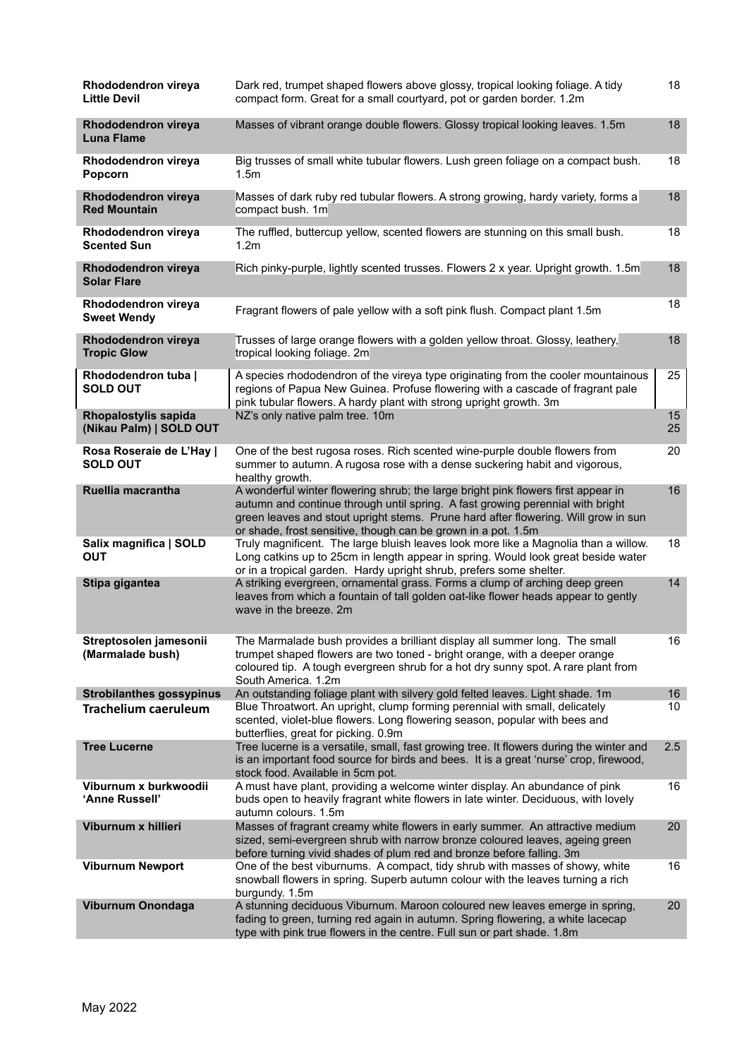| | | |
|---|---|---|
| **Rhododendron vireya Little Devil** | Dark red, trumpet shaped flowers above glossy, tropical looking foliage. A tidy compact form. Great for a small courtyard, pot or garden border. 1.2m | 18 |
| **Rhododendron vireya Luna Flame** | Masses of vibrant orange double flowers. Glossy tropical looking leaves. 1.5m | 18 |
| **Rhododendron vireya Popcorn** | Big trusses of small white tubular flowers. Lush green foliage on a compact bush. 1.5m | 18 |
| **Rhododendron vireya Red Mountain** | Masses of dark ruby red tubular flowers. A strong growing, hardy variety, forms a compact bush. 1m | 18 |
| **Rhododendron vireya Scented Sun** | The ruffled, buttercup yellow, scented flowers are stunning on this small bush. 1.2m | 18 |
| **Rhododendron vireya Solar Flare** | Rich pinky-purple, lightly scented trusses. Flowers 2 x year. Upright growth. 1.5m | 18 |
| **Rhododendron vireya Sweet Wendy** | Fragrant flowers of pale yellow with a soft pink flush. Compact plant 1.5m | 18 |
| **Rhododendron vireya Tropic Glow** | Trusses of large orange flowers with a golden yellow throat. Glossy, leathery, tropical looking foliage. 2m | 18 |
| **Rhododendron tuba \| SOLD OUT** | A species rhododendron of the vireya type originating from the cooler mountainous regions of Papua New Guinea. Profuse flowering with a cascade of fragrant pale pink tubular flowers. A hardy plant with strong upright growth. 3m | 25 |
| **Rhopalostylis sapida (Nikau Palm) \| SOLD OUT** | NZ's only native palm tree. 10m | 15<br>25 |
| **Rosa Roseraie de L'Hay \| SOLD OUT** | One of the best rugosa roses. Rich scented wine-purple double flowers from summer to autumn. A rugosa rose with a dense suckering habit and vigorous, healthy growth. | 20 |
| **Ruellia macrantha** | A wonderful winter flowering shrub; the large bright pink flowers first appear in autumn and continue through until spring. A fast growing perennial with bright green leaves and stout upright stems. Prune hard after flowering. Will grow in sun or shade, frost sensitive, though can be grown in a pot. 1.5m | 16 |
| **Salix magnifica \| SOLD OUT** | Truly magnificent. The large bluish leaves look more like a Magnolia than a willow. Long catkins up to 25cm in length appear in spring. Would look great beside water or in a tropical garden. Hardy upright shrub, prefers some shelter. | 18 |
| **Stipa gigantea** | A striking evergreen, ornamental grass. Forms a clump of arching deep green leaves from which a fountain of tall golden oat-like flower heads appear to gently wave in the breeze. 2m | 14 |
| **Streptosolen jamesonii (Marmalade bush)** | The Marmalade bush provides a brilliant display all summer long. The small trumpet shaped flowers are two toned - bright orange, with a deeper orange coloured tip. A tough evergreen shrub for a hot dry sunny spot. A rare plant from South America. 1.2m | 16 |
| **Strobilanthes gossypinus** | An outstanding foliage plant with silvery gold felted leaves. Light shade. 1m | 16 |
| **Trachelium caeruleum** | Blue Throatwort. An upright, clump forming perennial with small, delicately scented, violet-blue flowers. Long flowering season, popular with bees and butterflies, great for picking. 0.9m | 10 |
| **Tree Lucerne** | Tree lucerne is a versatile, small, fast growing tree. It flowers during the winter and is an important food source for birds and bees. It is a great 'nurse' crop, firewood, stock food. Available in 5cm pot. | 2.5 |
| **Viburnum x burkwoodii 'Anne Russell'** | A must have plant, providing a welcome winter display. An abundance of pink buds open to heavily fragrant white flowers in late winter. Deciduous, with lovely autumn colours. 1.5m | 16 |
| **Viburnum x hillieri** | Masses of fragrant creamy white flowers in early summer. An attractive medium sized, semi-evergreen shrub with narrow bronze coloured leaves, ageing green before turning vivid shades of plum red and bronze before falling. 3m | 20 |
| **Viburnum Newport** | One of the best viburnums. A compact, tidy shrub with masses of showy, white snowball flowers in spring. Superb autumn colour with the leaves turning a rich burgundy. 1.5m | 16 |
| **Viburnum Onondaga** | A stunning deciduous Viburnum. Maroon coloured new leaves emerge in spring, fading to green, turning red again in autumn. Spring flowering, a white lacecap type with pink true flowers in the centre. Full sun or part shade. 1.8m | 20 |

May 2022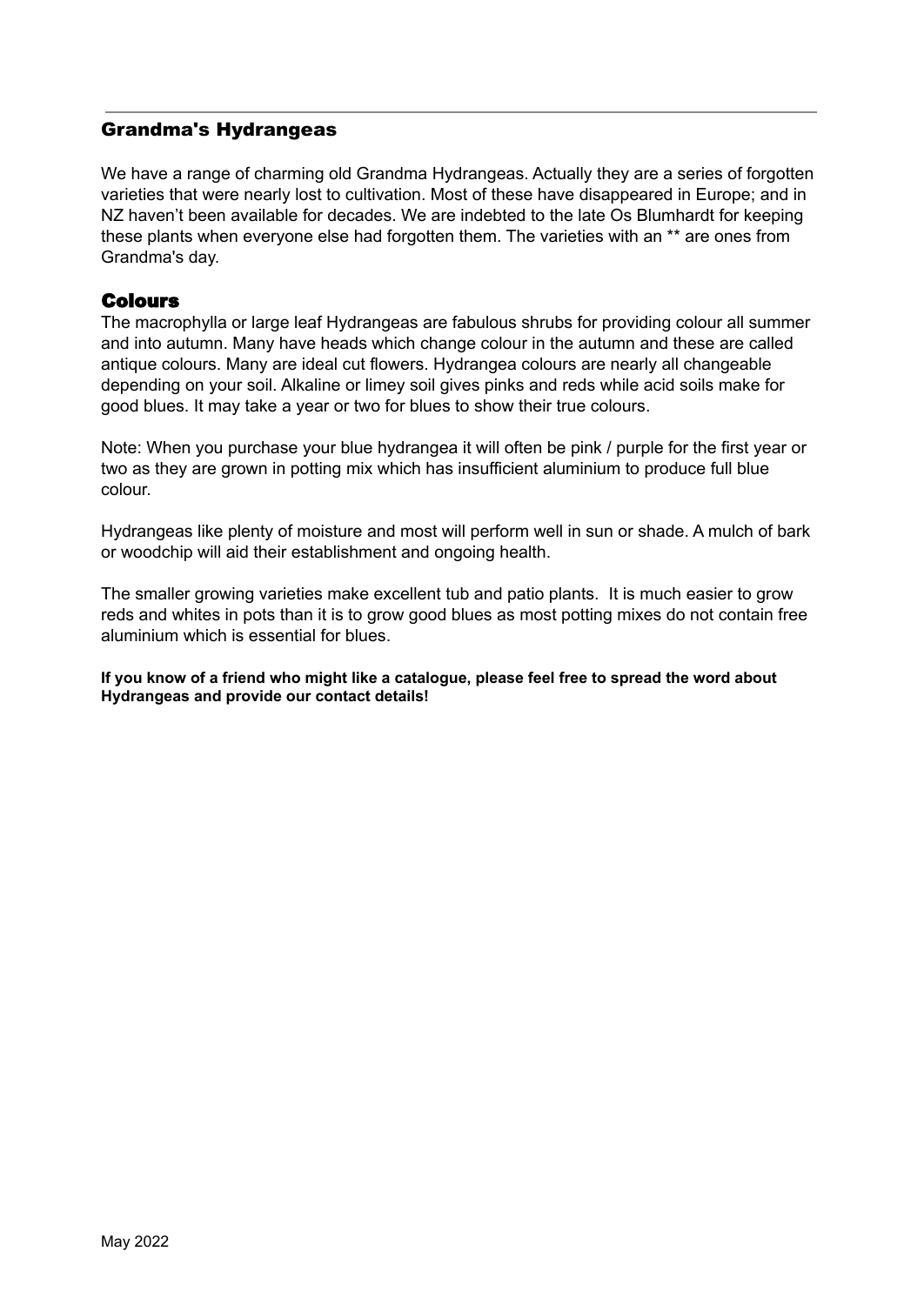## Grandma's Hydrangeas

We have a range of charming old Grandma Hydrangeas. Actually they are a series of forgotten varieties that were nearly lost to cultivation. Most of these have disappeared in Europe; and in NZ haven't been available for decades. We are indebted to the late Os Blumhardt for keeping these plants when everyone else had forgotten them. The varieties with an ** are ones from Grandma's day.

## Colours

The macrophylla or large leaf Hydrangeas are fabulous shrubs for providing colour all summer and into autumn. Many have heads which change colour in the autumn and these are called antique colours. Many are ideal cut flowers. Hydrangea colours are nearly all changeable depending on your soil. Alkaline or limey soil gives pinks and reds while acid soils make for good blues. It may take a year or two for blues to show their true colours.

Note: When you purchase your blue hydrangea it will often be pink / purple for the first year or two as they are grown in potting mix which has insufficient aluminium to produce full blue colour.

Hydrangeas like plenty of moisture and most will perform well in sun or shade. A mulch of bark or woodchip will aid their establishment and ongoing health.

The smaller growing varieties make excellent tub and patio plants. It is much easier to grow reds and whites in pots than it is to grow good blues as most potting mixes do not contain free aluminium which is essential for blues.

**If you know of a friend who might like a catalogue, please feel free to spread the word about Hydrangeas and provide our contact details!**

May 2022